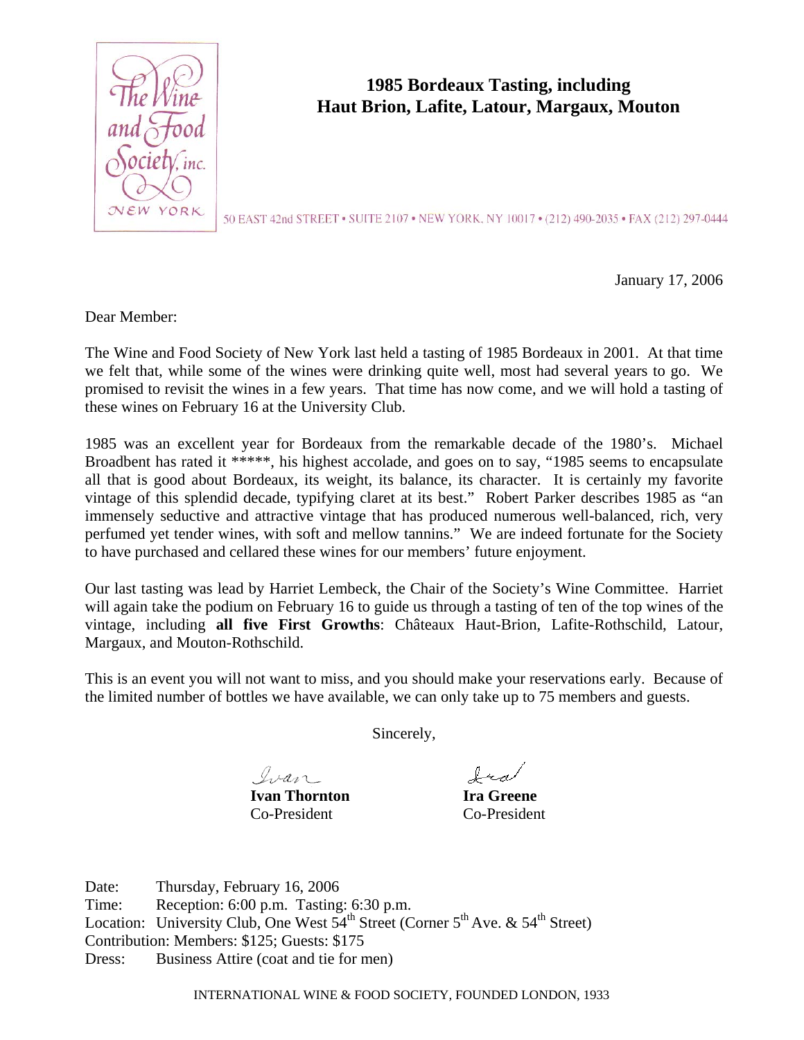The Wine and Food Society, inc.
NEW YORK

# 1985 Bordeaux Tasting, including Haut Brion, Lafite, Latour, Margaux, Mouton

50 EAST 42nd STREET • SUITE 2107 • NEW YORK, NY 10017 • (212) 490-2035 • FAX (212) 297-0444

January 17, 2006

Dear Member:

The Wine and Food Society of New York last held a tasting of 1985 Bordeaux in 2001. At that time we felt that, while some of the wines were drinking quite well, most had several years to go. We promised to revisit the wines in a few years. That time has now come, and we will hold a tasting of these wines on February 16 at the University Club.

1985 was an excellent year for Bordeaux from the remarkable decade of the 1980's. Michael Broadbent has rated it *****, his highest accolade, and goes on to say, "1985 seems to encapsulate all that is good about Bordeaux, its weight, its balance, its character. It is certainly my favorite vintage of this splendid decade, typifying claret at its best." Robert Parker describes 1985 as "an immensely seductive and attractive vintage that has produced numerous well-balanced, rich, very perfumed yet tender wines, with soft and mellow tannins." We are indeed fortunate for the Society to have purchased and cellared these wines for our members' future enjoyment.

Our last tasting was lead by Harriet Lembeck, the Chair of the Society's Wine Committee. Harriet will again take the podium on February 16 to guide us through a tasting of ten of the top wines of the vintage, including **all five First Growths**: Châteaux Haut-Brion, Lafite-Rothschild, Latour, Margaux, and Mouton-Rothschild.

This is an event you will not want to miss, and you should make your reservations early. Because of the limited number of bottles we have available, we can only take up to 75 members and guests.

Sincerely,

Ivan
**Ivan Thornton**
Co-President

Ira
**Ira Greene**
Co-President

Date: Thursday, February 16, 2006
Time: Reception: 6:00 p.m. Tasting: 6:30 p.m.
Location: University Club, One West 54th Street (Corner 5th Ave. & 54th Street)
Contribution: Members: $125; Guests: $175
Dress: Business Attire (coat and tie for men)

INTERNATIONAL WINE & FOOD SOCIETY, FOUNDED LONDON, 1933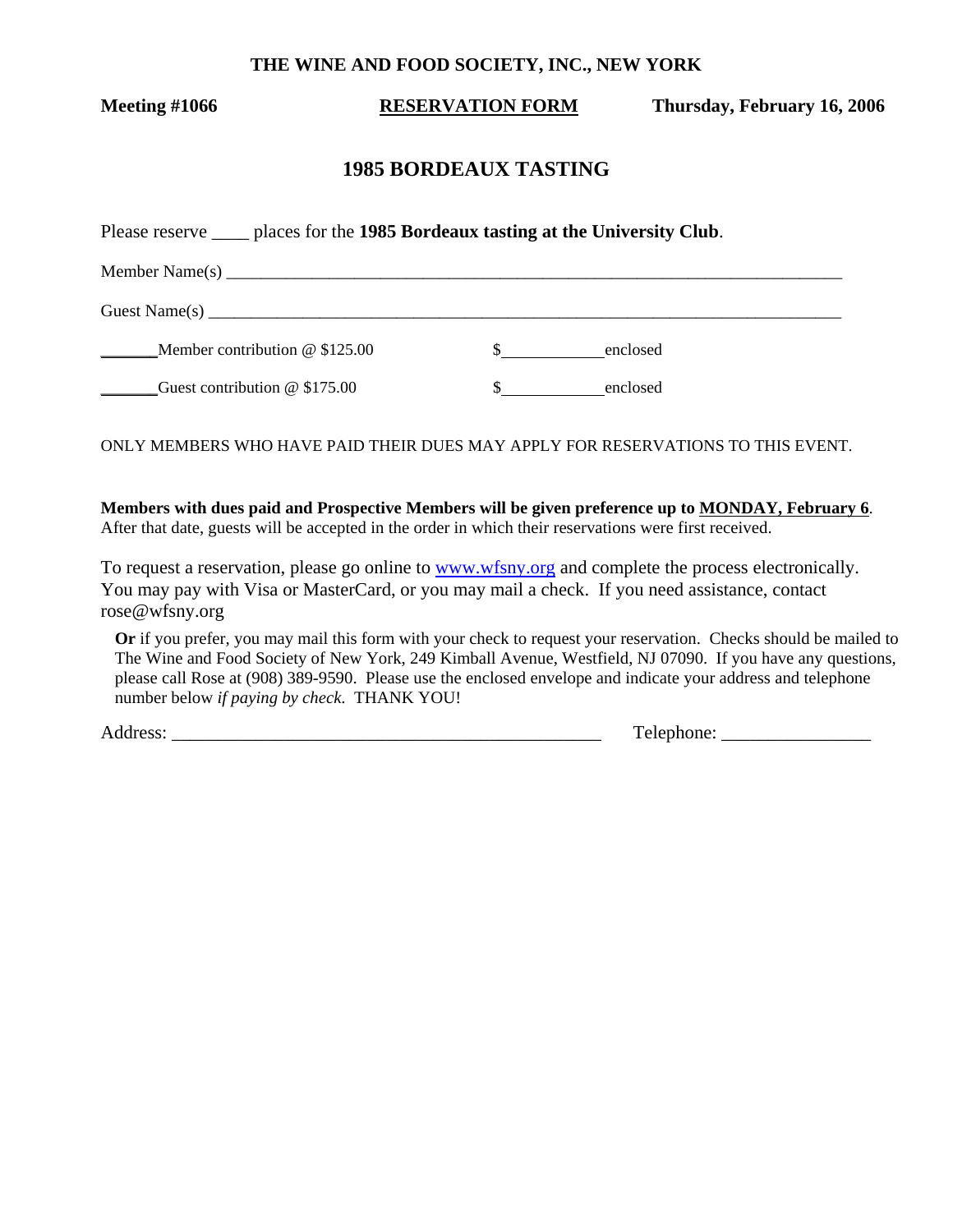**THE WINE AND FOOD SOCIETY, INC., NEW YORK**

**Meeting #1066** **RESERVATION FORM** **Thursday, February 16, 2006**

## 1985 BORDEAUX TASTING

Please reserve ____ places for the **1985 Bordeaux tasting at the University Club**.

Member Name(s) ___________________________________________________________________________

Guest Name(s) ____________________________________________________________________________

_______Member contribution @ $125.00 $____________enclosed

_______Guest contribution @ $175.00 $____________enclosed

ONLY MEMBERS WHO HAVE PAID THEIR DUES MAY APPLY FOR RESERVATIONS TO THIS EVENT.

**Members with dues paid and Prospective Members will be given preference up to MONDAY, February 6**. After that date, guests will be accepted in the order in which their reservations were first received.

To request a reservation, please go online to [www.wfsny.org](http://www.wfsny.org) and complete the process electronically. You may pay with Visa or MasterCard, or you may mail a check. If you need assistance, contact rose@wfsny.org

**Or** if you prefer, you may mail this form with your check to request your reservation. Checks should be mailed to The Wine and Food Society of New York, 249 Kimball Avenue, Westfield, NJ 07090. If you have any questions, please call Rose at (908) 389-9590. Please use the enclosed envelope and indicate your address and telephone number below *if paying by check*. THANK YOU!

Address: _______________________________________________ Telephone: ________________